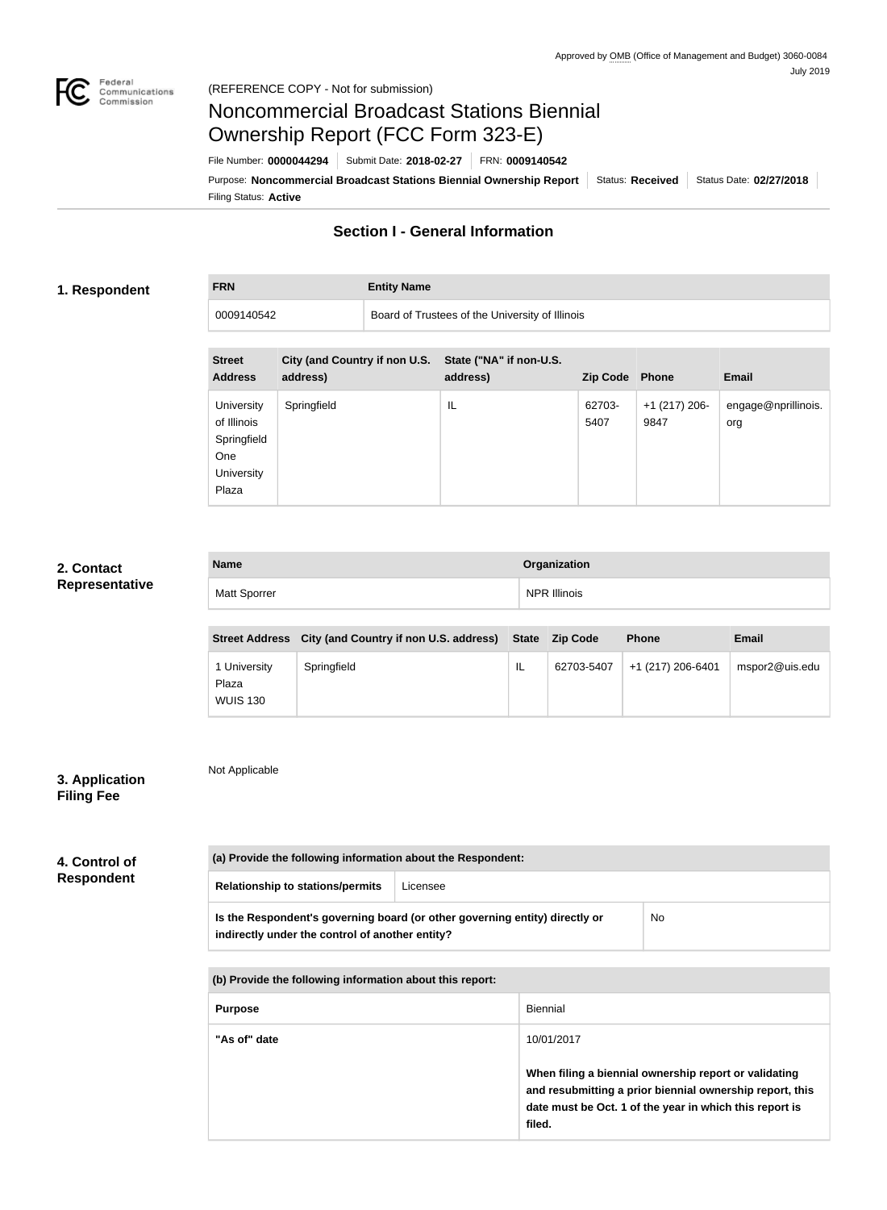Approved by OMB (Office of Management and Budget) 3060-0084
July 2019

(REFERENCE COPY - Not for submission)

# Noncommercial Broadcast Stations Biennial Ownership Report (FCC Form 323-E)

File Number: **0000044294** | Submit Date: **2018-02-27** | FRN: **0009140542**

Purpose: **Noncommercial Broadcast Stations Biennial Ownership Report** | Status: **Received** | Status Date: **02/27/2018**

Filing Status: **Active**

## Section I - General Information

### 1. Respondent

| FRN | Entity Name |
| --- | --- |
| 0009140542 | Board of Trustees of the University of Illinois |

| Street Address | City (and Country if non U.S. address) | State ("NA" if non-U.S. address) | Zip Code | Phone | Email |
| --- | --- | --- | --- | --- | --- |
| University of Illinois Springfield One University Plaza | Springfield | IL | 62703-5407 | +1 (217) 206-9847 | engage@nprillinois.org |

### 2. Contact Representative

| Name | Organization |
| --- | --- |
| Matt Sporrer | NPR Illinois |

| Street Address | City (and Country if non U.S. address) | State | Zip Code | Phone | Email |
| --- | --- | --- | --- | --- | --- |
| 1 University Plaza WUIS 130 | Springfield | IL | 62703-5407 | +1 (217) 206-6401 | mspor2@uis.edu |

### 3. Application Filing Fee

Not Applicable

### 4. Control of Respondent

| (a) Provide the following information about the Respondent: | |
| --- | --- |
| Relationship to stations/permits | Licensee |
| Is the Respondent's governing board (or other governing entity) directly or indirectly under the control of another entity? | No |

| (b) Provide the following information about this report: | |
| --- | --- |
| Purpose | Biennial |
| "As of" date | 10/01/2017<br><br>**When filing a biennial ownership report or validating and resubmitting a prior biennial ownership report, this date must be Oct. 1 of the year in which this report is filed.** |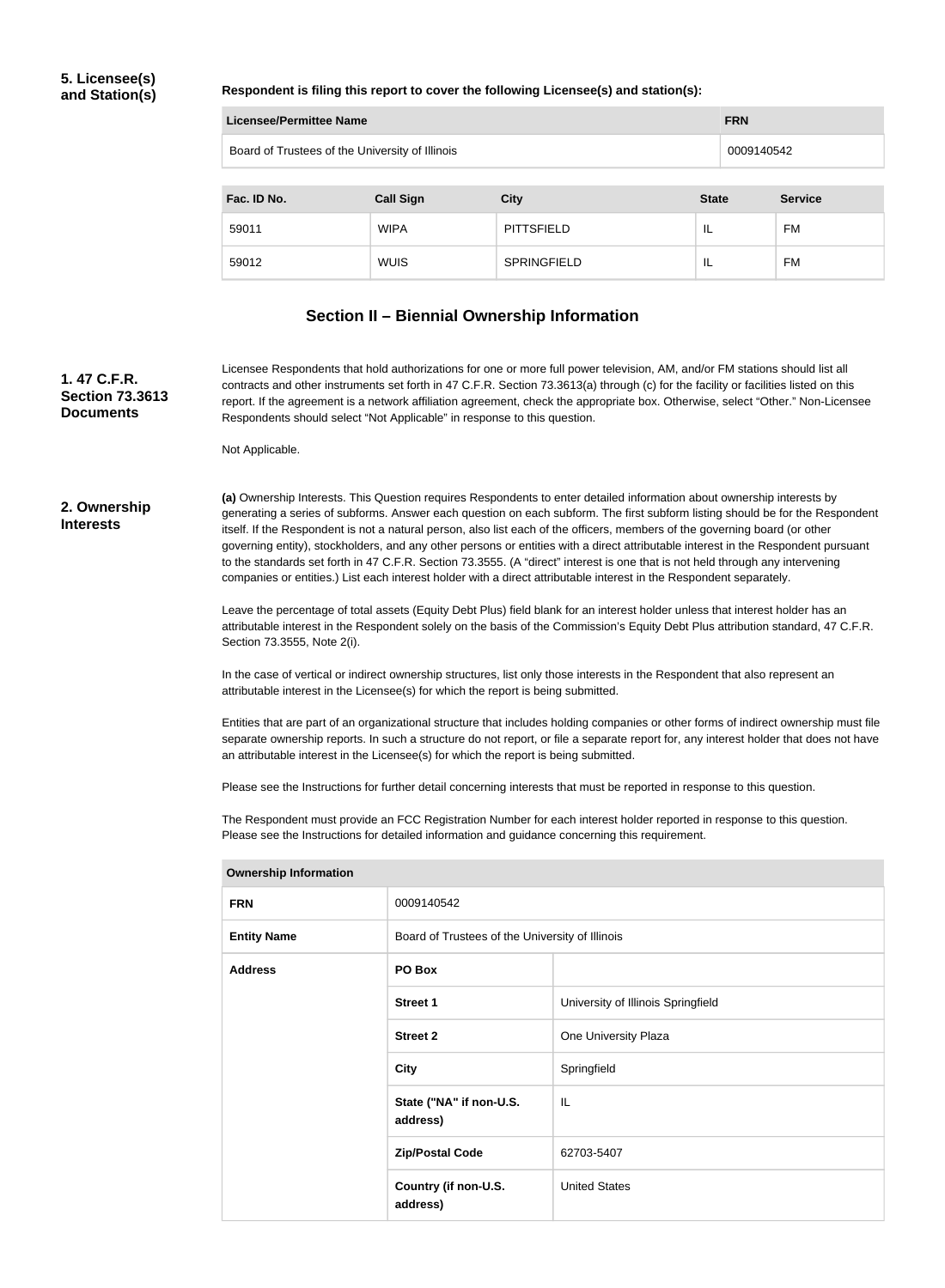## 5. Licensee(s) and Station(s)

**Respondent is filing this report to cover the following Licensee(s) and station(s):**

| Licensee/Permittee Name | FRN |
| --- | --- |
| Board of Trustees of the University of Illinois | 0009140542 |

| Fac. ID No. | Call Sign | City | State | Service |
| --- | --- | --- | --- | --- |
| 59011 | WIPA | PITTSFIELD | IL | FM |
| 59012 | WUIS | SPRINGFIELD | IL | FM |

## Section II – Biennial Ownership Information

### 1. 47 C.F.R. Section 73.3613 Documents

Licensee Respondents that hold authorizations for one or more full power television, AM, and/or FM stations should list all contracts and other instruments set forth in 47 C.F.R. Section 73.3613(a) through (c) for the facility or facilities listed on this report. If the agreement is a network affiliation agreement, check the appropriate box. Otherwise, select "Other." Non-Licensee Respondents should select "Not Applicable" in response to this question.

Not Applicable.

### 2. Ownership Interests

**(a)** Ownership Interests. This Question requires Respondents to enter detailed information about ownership interests by generating a series of subforms. Answer each question on each subform. The first subform listing should be for the Respondent itself. If the Respondent is not a natural person, also list each of the officers, members of the governing board (or other governing entity), stockholders, and any other persons or entities with a direct attributable interest in the Respondent pursuant to the standards set forth in 47 C.F.R. Section 73.3555. (A "direct" interest is one that is not held through any intervening companies or entities.) List each interest holder with a direct attributable interest in the Respondent separately.

Leave the percentage of total assets (Equity Debt Plus) field blank for an interest holder unless that interest holder has an attributable interest in the Respondent solely on the basis of the Commission's Equity Debt Plus attribution standard, 47 C.F.R. Section 73.3555, Note 2(i).

In the case of vertical or indirect ownership structures, list only those interests in the Respondent that also represent an attributable interest in the Licensee(s) for which the report is being submitted.

Entities that are part of an organizational structure that includes holding companies or other forms of indirect ownership must file separate ownership reports. In such a structure do not report, or file a separate report for, any interest holder that does not have an attributable interest in the Licensee(s) for which the report is being submitted.

Please see the Instructions for further detail concerning interests that must be reported in response to this question.

The Respondent must provide an FCC Registration Number for each interest holder reported in response to this question. Please see the Instructions for detailed information and guidance concerning this requirement.

| Ownership Information | | |
| --- | --- | --- |
| **FRN** | 0009140542 | |
| **Entity Name** | Board of Trustees of the University of Illinois | |
| **Address** | **PO Box** | |
| | **Street 1** | University of Illinois Springfield |
| | **Street 2** | One University Plaza |
| | **City** | Springfield |
| | **State ("NA" if non-U.S. address)** | IL |
| | **Zip/Postal Code** | 62703-5407 |
| | **Country (if non-U.S. address)** | United States |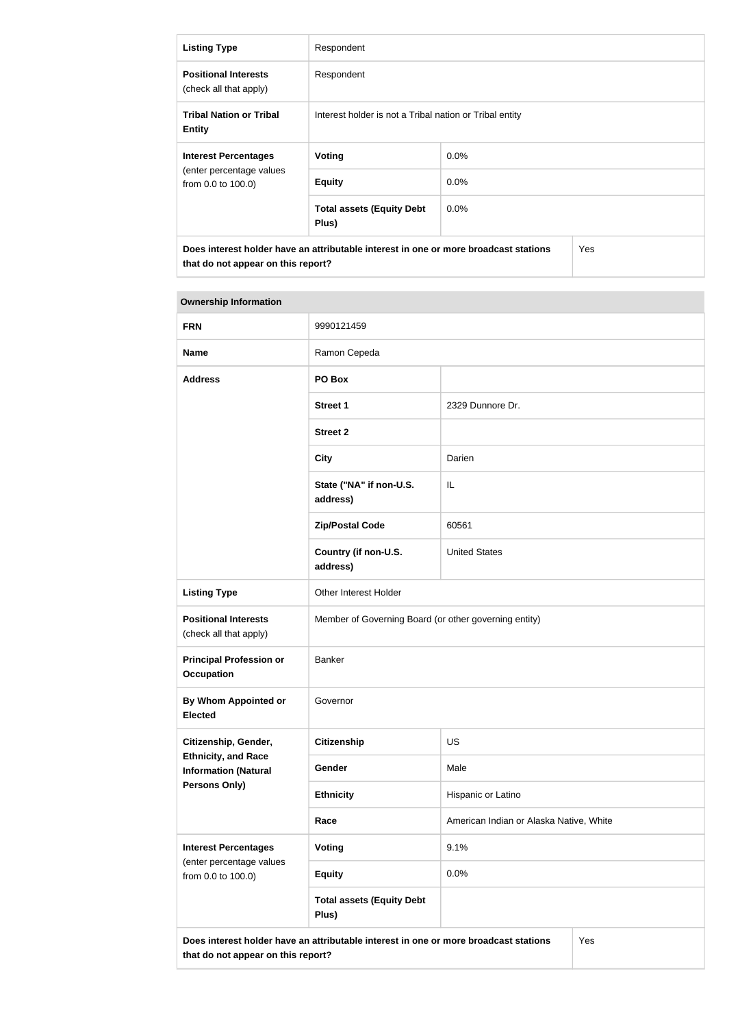| Listing Type | Respondent | |
|---|---|---|
| **Positional Interests** (check all that apply) | Respondent | |
| **Tribal Nation or Tribal Entity** | Interest holder is not a Tribal nation or Tribal entity | |
| **Interest Percentages** (enter percentage values from 0.0 to 100.0) | **Voting** | 0.0% |
| | **Equity** | 0.0% |
| | **Total assets (Equity Debt Plus)** | 0.0% |
| **Does interest holder have an attributable interest in one or more broadcast stations that do not appear on this report?** | | Yes |

**Ownership Information**

| FRN | 9990121459 | |
|---|---|---|
| **Name** | Ramon Cepeda | |
| **Address** | **PO Box** | |
| | **Street 1** | 2329 Dunnore Dr. |
| | **Street 2** | |
| | **City** | Darien |
| | **State ("NA" if non-U.S. address)** | IL |
| | **Zip/Postal Code** | 60561 |
| | **Country (if non-U.S. address)** | United States |
| **Listing Type** | Other Interest Holder | |
| **Positional Interests** (check all that apply) | Member of Governing Board (or other governing entity) | |
| **Principal Profession or Occupation** | Banker | |
| **By Whom Appointed or Elected** | Governor | |
| **Citizenship, Gender, Ethnicity, and Race Information (Natural Persons Only)** | **Citizenship** | US |
| | **Gender** | Male |
| | **Ethnicity** | Hispanic or Latino |
| | **Race** | American Indian or Alaska Native, White |
| **Interest Percentages** (enter percentage values from 0.0 to 100.0) | **Voting** | 9.1% |
| | **Equity** | 0.0% |
| | **Total assets (Equity Debt Plus)** | |
| **Does interest holder have an attributable interest in one or more broadcast stations that do not appear on this report?** | | Yes |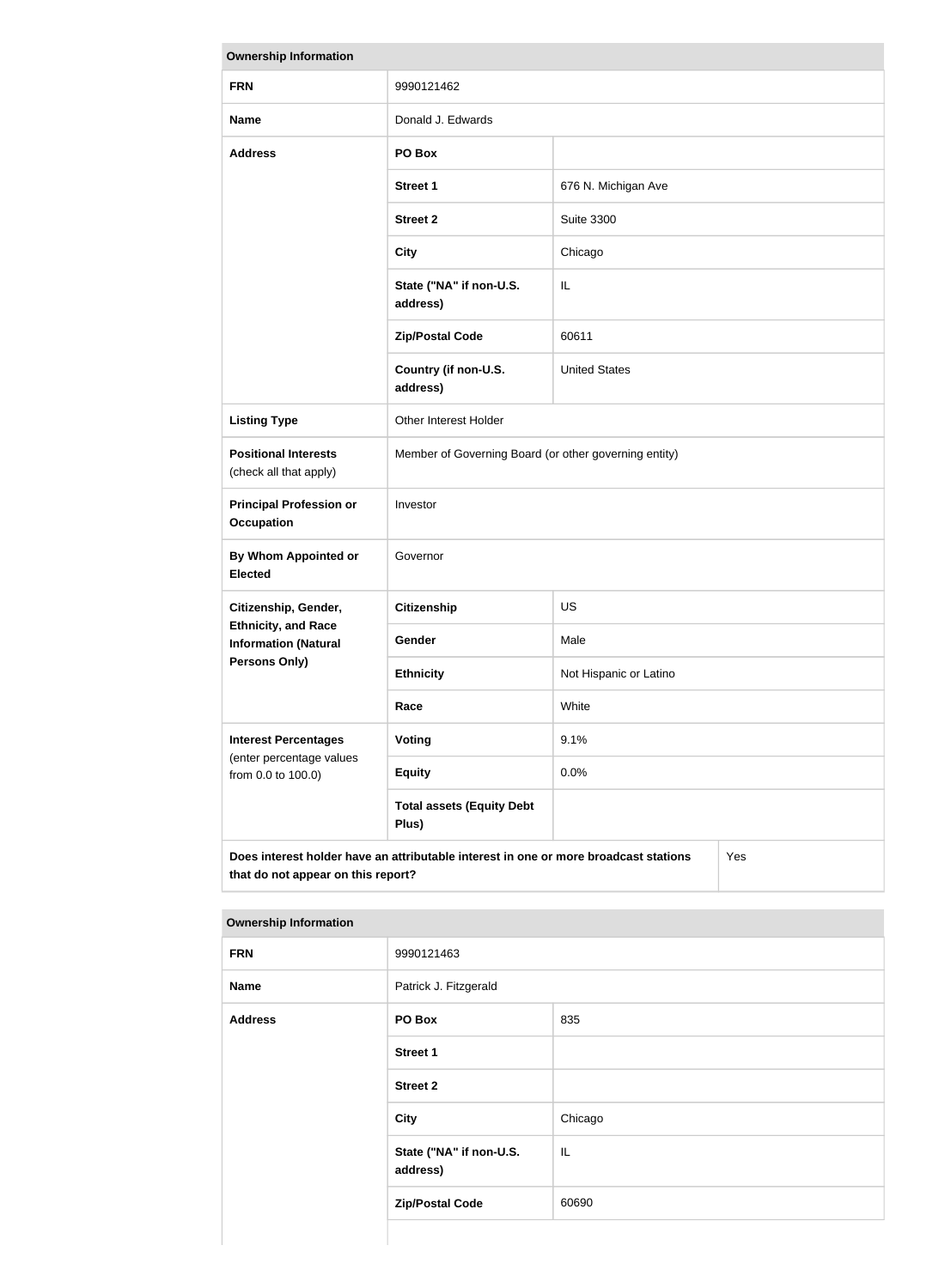| Ownership Information | | |
|---|---|---|
| **FRN** | 9990121462 | |
| **Name** | Donald J. Edwards | |
| **Address** | **PO Box** | |
| | **Street 1** | 676 N. Michigan Ave |
| | **Street 2** | Suite 3300 |
| | **City** | Chicago |
| | **State ("NA" if non-U.S. address)** | IL |
| | **Zip/Postal Code** | 60611 |
| | **Country (if non-U.S. address)** | United States |
| **Listing Type** | Other Interest Holder | |
| **Positional Interests** (check all that apply) | Member of Governing Board (or other governing entity) | |
| **Principal Profession or Occupation** | Investor | |
| **By Whom Appointed or Elected** | Governor | |
| **Citizenship, Gender, Ethnicity, and Race Information (Natural Persons Only)** | **Citizenship** | US |
| | **Gender** | Male |
| | **Ethnicity** | Not Hispanic or Latino |
| | **Race** | White |
| **Interest Percentages** (enter percentage values from 0.0 to 100.0) | **Voting** | 9.1% |
| | **Equity** | 0.0% |
| | **Total assets (Equity Debt Plus)** | |
| **Does interest holder have an attributable interest in one or more broadcast stations that do not appear on this report?** | | Yes |

| Ownership Information | | |
|---|---|---|
| **FRN** | 9990121463 | |
| **Name** | Patrick J. Fitzgerald | |
| **Address** | **PO Box** | 835 |
| | **Street 1** | |
| | **Street 2** | |
| | **City** | Chicago |
| | **State ("NA" if non-U.S. address)** | IL |
| | **Zip/Postal Code** | 60690 |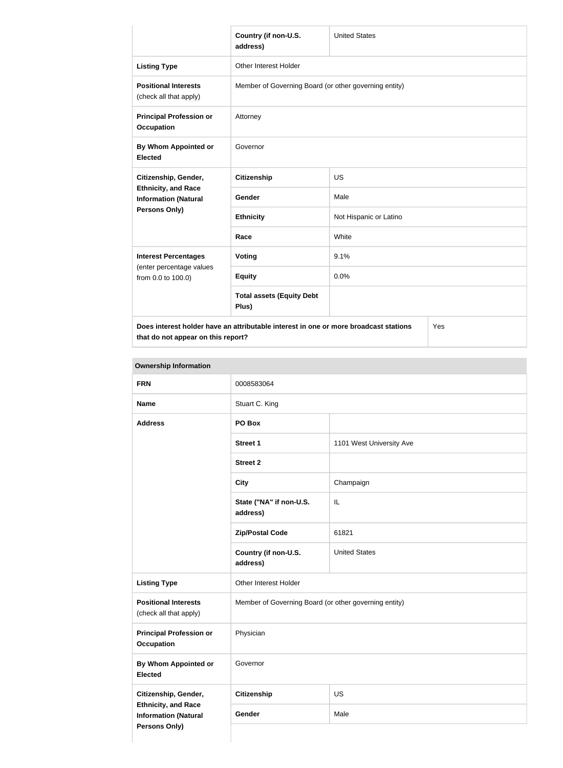| | | |
|---|---|---|
| | **Country (if non-U.S. address)** | United States |
| **Listing Type** | Other Interest Holder | |
| **Positional Interests** (check all that apply) | Member of Governing Board (or other governing entity) | |
| **Principal Profession or Occupation** | Attorney | |
| **By Whom Appointed or Elected** | Governor | |
| **Citizenship, Gender, Ethnicity, and Race Information (Natural Persons Only)** | **Citizenship** | US |
| | **Gender** | Male |
| | **Ethnicity** | Not Hispanic or Latino |
| | **Race** | White |
| **Interest Percentages** (enter percentage values from 0.0 to 100.0) | **Voting** | 9.1% |
| | **Equity** | 0.0% |
| | **Total assets (Equity Debt Plus)** | |
| **Does interest holder have an attributable interest in one or more broadcast stations that do not appear on this report?** | | Yes |

**Ownership Information**

| | | |
|---|---|---|
| **FRN** | 0008583064 | |
| **Name** | Stuart C. King | |
| **Address** | **PO Box** | |
| | **Street 1** | 1101 West University Ave |
| | **Street 2** | |
| | **City** | Champaign |
| | **State ("NA" if non-U.S. address)** | IL |
| | **Zip/Postal Code** | 61821 |
| | **Country (if non-U.S. address)** | United States |
| **Listing Type** | Other Interest Holder | |
| **Positional Interests** (check all that apply) | Member of Governing Board (or other governing entity) | |
| **Principal Profession or Occupation** | Physician | |
| **By Whom Appointed or Elected** | Governor | |
| **Citizenship, Gender, Ethnicity, and Race Information (Natural Persons Only)** | **Citizenship** | US |
| | **Gender** | Male |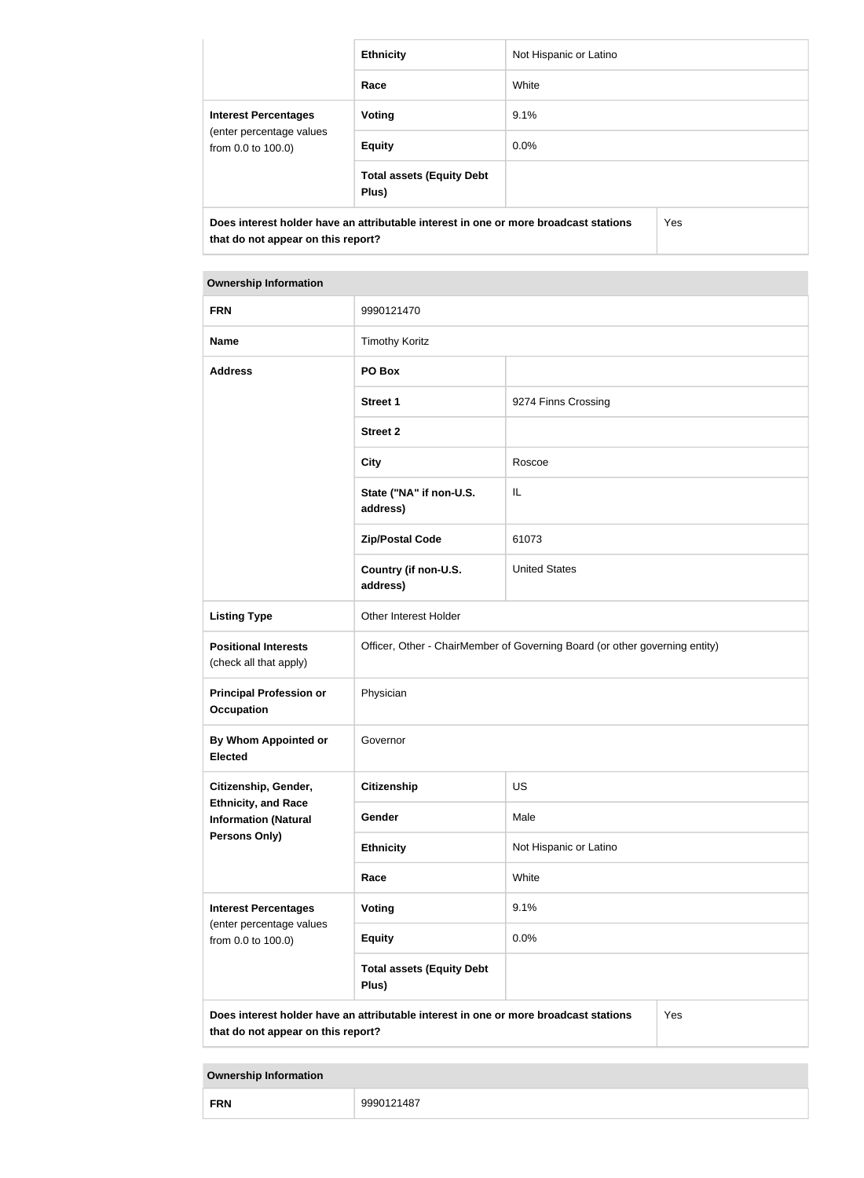| | | |
|---|---|---|
| | **Ethnicity** | Not Hispanic or Latino |
| | **Race** | White |
| **Interest Percentages** (enter percentage values from 0.0 to 100.0) | **Voting** | 9.1% |
| | **Equity** | 0.0% |
| | **Total assets (Equity Debt Plus)** | |
| **Does interest holder have an attributable interest in one or more broadcast stations that do not appear on this report?** | | Yes |

| **Ownership Information** | | |
|---|---|---|
| **FRN** | 9990121470 | |
| **Name** | Timothy Koritz | |
| **Address** | **PO Box** | |
| | **Street 1** | 9274 Finns Crossing |
| | **Street 2** | |
| | **City** | Roscoe |
| | **State ("NA" if non-U.S. address)** | IL |
| | **Zip/Postal Code** | 61073 |
| | **Country (if non-U.S. address)** | United States |
| **Listing Type** | Other Interest Holder | |
| **Positional Interests** (check all that apply) | Officer, Other - ChairMember of Governing Board (or other governing entity) | |
| **Principal Profession or Occupation** | Physician | |
| **By Whom Appointed or Elected** | Governor | |
| **Citizenship, Gender, Ethnicity, and Race Information (Natural Persons Only)** | **Citizenship** | US |
| | **Gender** | Male |
| | **Ethnicity** | Not Hispanic or Latino |
| | **Race** | White |
| **Interest Percentages** (enter percentage values from 0.0 to 100.0) | **Voting** | 9.1% |
| | **Equity** | 0.0% |
| | **Total assets (Equity Debt Plus)** | |
| **Does interest holder have an attributable interest in one or more broadcast stations that do not appear on this report?** | | Yes |

| **Ownership Information** | |
|---|---|
| **FRN** | 9990121487 |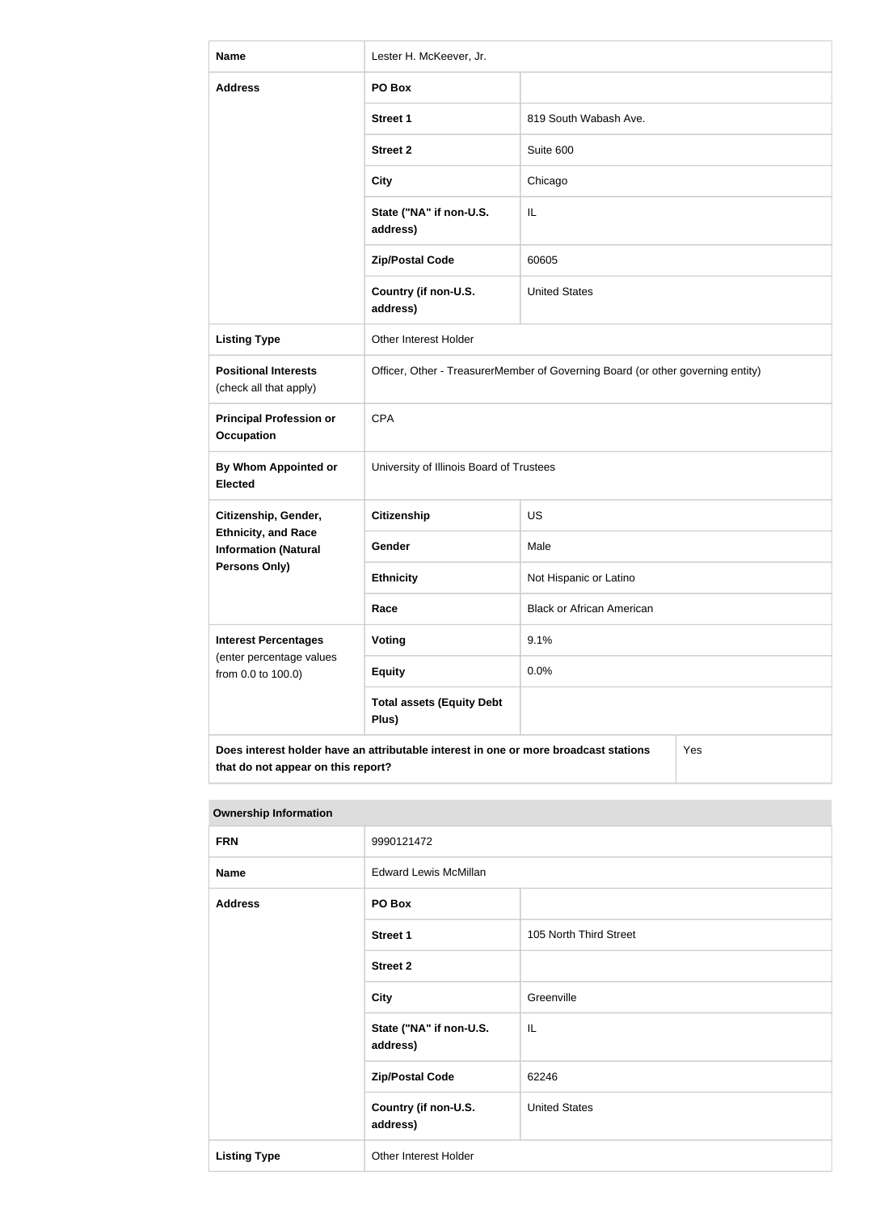| Name | Lester H. McKeever, Jr. | |
| --- | --- | --- |
| Address | PO Box | |
| | Street 1 | 819 South Wabash Ave. |
| | Street 2 | Suite 600 |
| | City | Chicago |
| | State ("NA" if non-U.S. address) | IL |
| | Zip/Postal Code | 60605 |
| | Country (if non-U.S. address) | United States |
| Listing Type | Other Interest Holder | |
| Positional Interests (check all that apply) | Officer, Other - TreasurerMember of Governing Board (or other governing entity) | |
| Principal Profession or Occupation | CPA | |
| By Whom Appointed or Elected | University of Illinois Board of Trustees | |
| Citizenship, Gender, Ethnicity, and Race Information (Natural Persons Only) | Citizenship | US |
| | Gender | Male |
| | Ethnicity | Not Hispanic or Latino |
| | Race | Black or African American |
| Interest Percentages (enter percentage values from 0.0 to 100.0) | Voting | 9.1% |
| | Equity | 0.0% |
| | Total assets (Equity Debt Plus) | |
| Does interest holder have an attributable interest in one or more broadcast stations that do not appear on this report? | | Yes |

| Ownership Information | | |
| --- | --- | --- |
| FRN | 9990121472 | |
| Name | Edward Lewis McMillan | |
| Address | PO Box | |
| | Street 1 | 105 North Third Street |
| | Street 2 | |
| | City | Greenville |
| | State ("NA" if non-U.S. address) | IL |
| | Zip/Postal Code | 62246 |
| | Country (if non-U.S. address) | United States |
| Listing Type | Other Interest Holder | |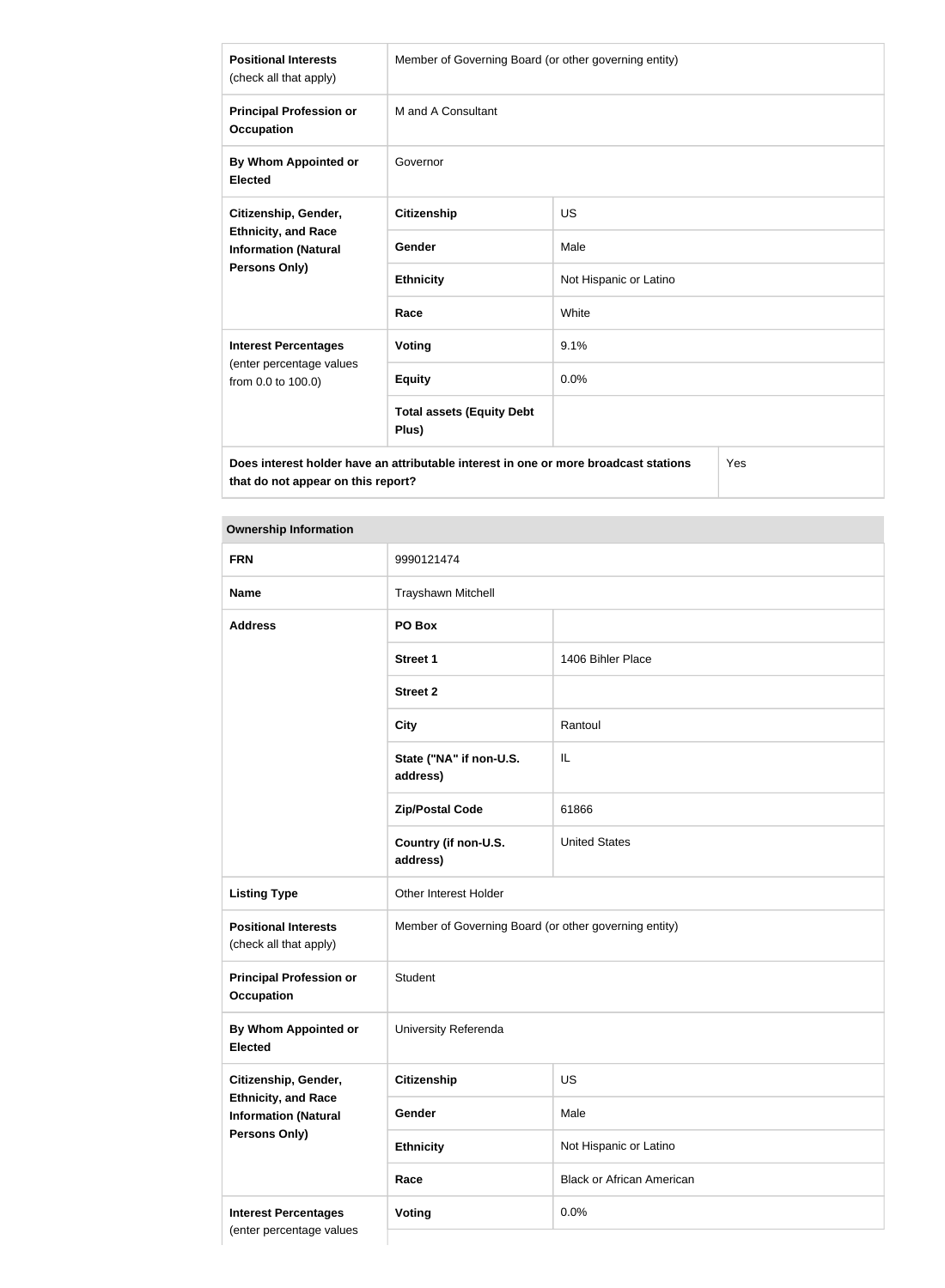| | | |
|---|---|---|
| **Positional Interests** (check all that apply) | Member of Governing Board (or other governing entity) | |
| **Principal Profession or Occupation** | M and A Consultant | |
| **By Whom Appointed or Elected** | Governor | |
| **Citizenship, Gender, Ethnicity, and Race Information (Natural Persons Only)** | **Citizenship** | US |
| | **Gender** | Male |
| | **Ethnicity** | Not Hispanic or Latino |
| | **Race** | White |
| **Interest Percentages** (enter percentage values from 0.0 to 100.0) | **Voting** | 9.1% |
| | **Equity** | 0.0% |
| | **Total assets (Equity Debt Plus)** | |
| **Does interest holder have an attributable interest in one or more broadcast stations that do not appear on this report?** | | Yes |

| **Ownership Information** | | |
|---|---|---|
| **FRN** | 9990121474 | |
| **Name** | Trayshawn Mitchell | |
| **Address** | **PO Box** | |
| | **Street 1** | 1406 Bihler Place |
| | **Street 2** | |
| | **City** | Rantoul |
| | **State ("NA" if non-U.S. address)** | IL |
| | **Zip/Postal Code** | 61866 |
| | **Country (if non-U.S. address)** | United States |
| **Listing Type** | Other Interest Holder | |
| **Positional Interests** (check all that apply) | Member of Governing Board (or other governing entity) | |
| **Principal Profession or Occupation** | Student | |
| **By Whom Appointed or Elected** | University Referenda | |
| **Citizenship, Gender, Ethnicity, and Race Information (Natural Persons Only)** | **Citizenship** | US |
| | **Gender** | Male |
| | **Ethnicity** | Not Hispanic or Latino |
| | **Race** | Black or African American |
| **Interest Percentages** (enter percentage values | **Voting** | 0.0% |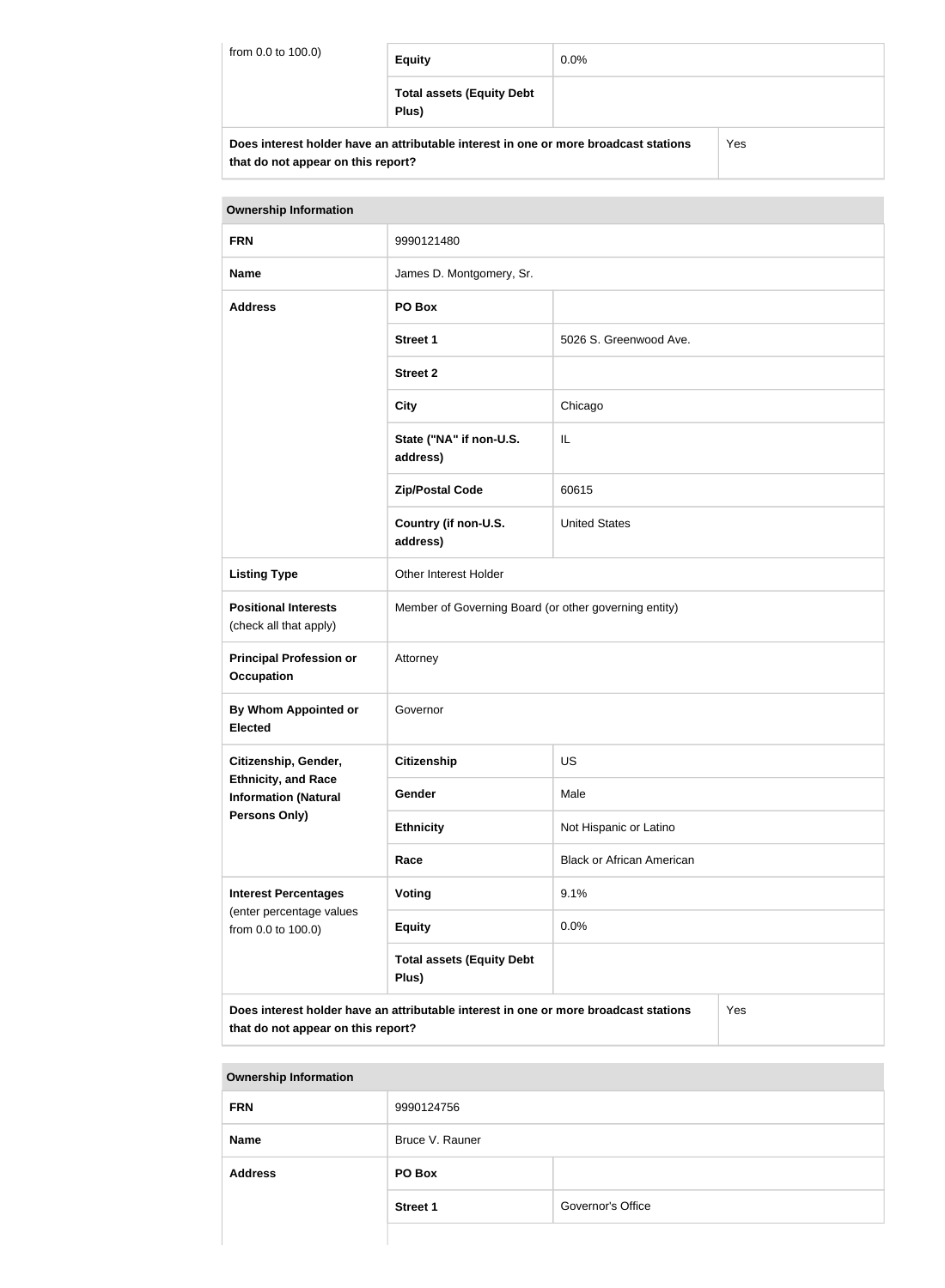| from 0.0 to 100.0) | Equity | 0.0% |
|---|---|---|
| | Total assets (Equity Debt Plus) | |
| Does interest holder have an attributable interest in one or more broadcast stations that do not appear on this report? | | Yes |

| Ownership Information | | |
|---|---|---|
| FRN | 9990121480 | |
| Name | James D. Montgomery, Sr. | |
| Address | PO Box | |
| | Street 1 | 5026 S. Greenwood Ave. |
| | Street 2 | |
| | City | Chicago |
| | State ("NA" if non-U.S. address) | IL |
| | Zip/Postal Code | 60615 |
| | Country (if non-U.S. address) | United States |
| Listing Type | Other Interest Holder | |
| Positional Interests (check all that apply) | Member of Governing Board (or other governing entity) | |
| Principal Profession or Occupation | Attorney | |
| By Whom Appointed or Elected | Governor | |
| Citizenship, Gender, Ethnicity, and Race Information (Natural Persons Only) | Citizenship | US |
| | Gender | Male |
| | Ethnicity | Not Hispanic or Latino |
| | Race | Black or African American |
| Interest Percentages (enter percentage values from 0.0 to 100.0) | Voting | 9.1% |
| | Equity | 0.0% |
| | Total assets (Equity Debt Plus) | |
| Does interest holder have an attributable interest in one or more broadcast stations that do not appear on this report? | | Yes |

| Ownership Information | | |
|---|---|---|
| FRN | 9990124756 | |
| Name | Bruce V. Rauner | |
| Address | PO Box | |
| | Street 1 | Governor's Office |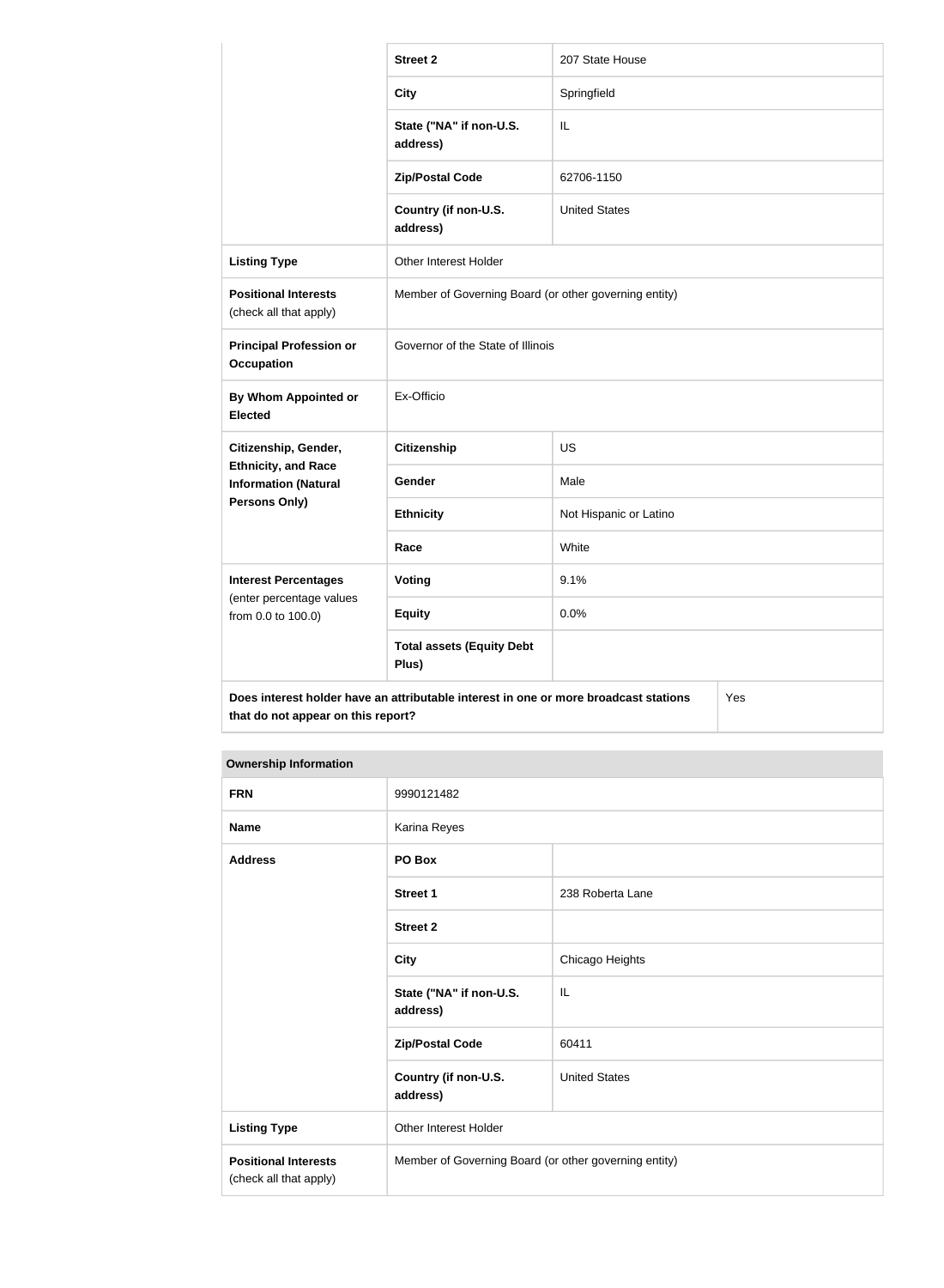| | | |
|---|---|---|
| | **Street 2** | 207 State House |
| | **City** | Springfield |
| | **State ("NA" if non-U.S. address)** | IL |
| | **Zip/Postal Code** | 62706-1150 |
| | **Country (if non-U.S. address)** | United States |
| **Listing Type** | Other Interest Holder | |
| **Positional Interests** (check all that apply) | Member of Governing Board (or other governing entity) | |
| **Principal Profession or Occupation** | Governor of the State of Illinois | |
| **By Whom Appointed or Elected** | Ex-Officio | |
| **Citizenship, Gender, Ethnicity, and Race Information (Natural Persons Only)** | **Citizenship** | US |
| | **Gender** | Male |
| | **Ethnicity** | Not Hispanic or Latino |
| | **Race** | White |
| **Interest Percentages** (enter percentage values from 0.0 to 100.0) | **Voting** | 9.1% |
| | **Equity** | 0.0% |
| | **Total assets (Equity Debt Plus)** | |
| **Does interest holder have an attributable interest in one or more broadcast stations that do not appear on this report?** | | Yes |

| **Ownership Information** | | |
|---|---|---|
| **FRN** | 9990121482 | |
| **Name** | Karina Reyes | |
| **Address** | **PO Box** | |
| | **Street 1** | 238 Roberta Lane |
| | **Street 2** | |
| | **City** | Chicago Heights |
| | **State ("NA" if non-U.S. address)** | IL |
| | **Zip/Postal Code** | 60411 |
| | **Country (if non-U.S. address)** | United States |
| **Listing Type** | Other Interest Holder | |
| **Positional Interests** (check all that apply) | Member of Governing Board (or other governing entity) | |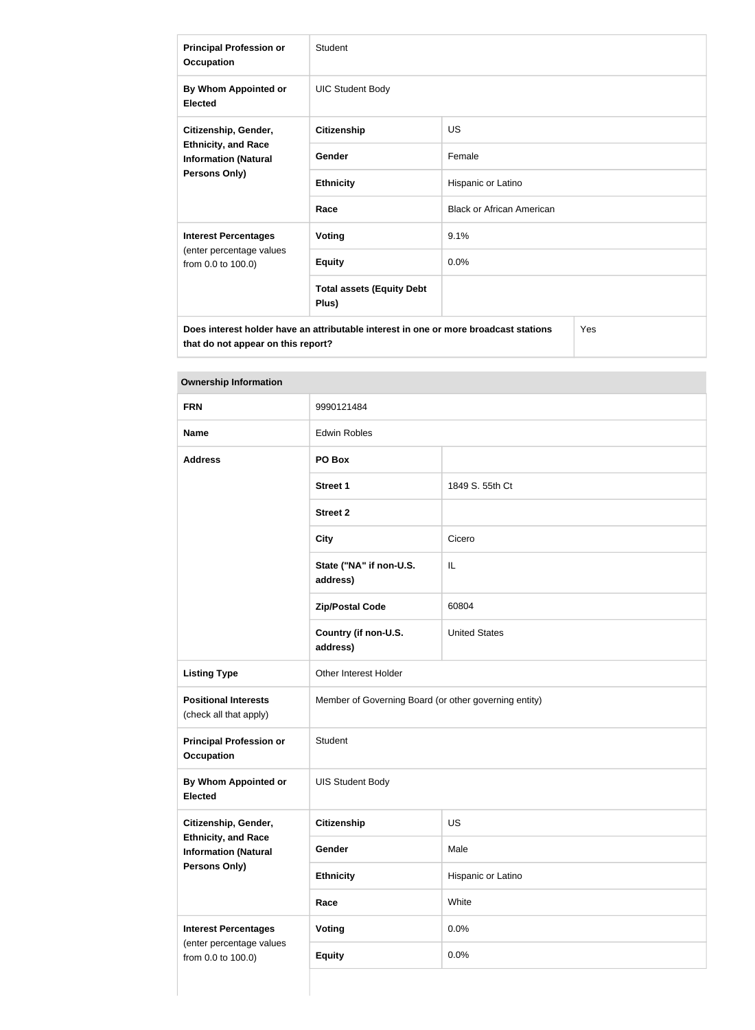| | | |
|---|---|---|
| **Principal Profession or Occupation** | Student | |
| **By Whom Appointed or Elected** | UIC Student Body | |
| **Citizenship, Gender, Ethnicity, and Race Information (Natural Persons Only)** | **Citizenship** | US |
| | **Gender** | Female |
| | **Ethnicity** | Hispanic or Latino |
| | **Race** | Black or African American |
| **Interest Percentages** (enter percentage values from 0.0 to 100.0) | **Voting** | 9.1% |
| | **Equity** | 0.0% |
| | **Total assets (Equity Debt Plus)** | |
| **Does interest holder have an attributable interest in one or more broadcast stations that do not appear on this report?** | | Yes |

**Ownership Information**

| | | |
|---|---|---|
| **FRN** | 9990121484 | |
| **Name** | Edwin Robles | |
| **Address** | **PO Box** | |
| | **Street 1** | 1849 S. 55th Ct |
| | **Street 2** | |
| | **City** | Cicero |
| | **State ("NA" if non-U.S. address)** | IL |
| | **Zip/Postal Code** | 60804 |
| | **Country (if non-U.S. address)** | United States |
| **Listing Type** | Other Interest Holder | |
| **Positional Interests** (check all that apply) | Member of Governing Board (or other governing entity) | |
| **Principal Profession or Occupation** | Student | |
| **By Whom Appointed or Elected** | UIS Student Body | |
| **Citizenship, Gender, Ethnicity, and Race Information (Natural Persons Only)** | **Citizenship** | US |
| | **Gender** | Male |
| | **Ethnicity** | Hispanic or Latino |
| | **Race** | White |
| **Interest Percentages** (enter percentage values from 0.0 to 100.0) | **Voting** | 0.0% |
| | **Equity** | 0.0% |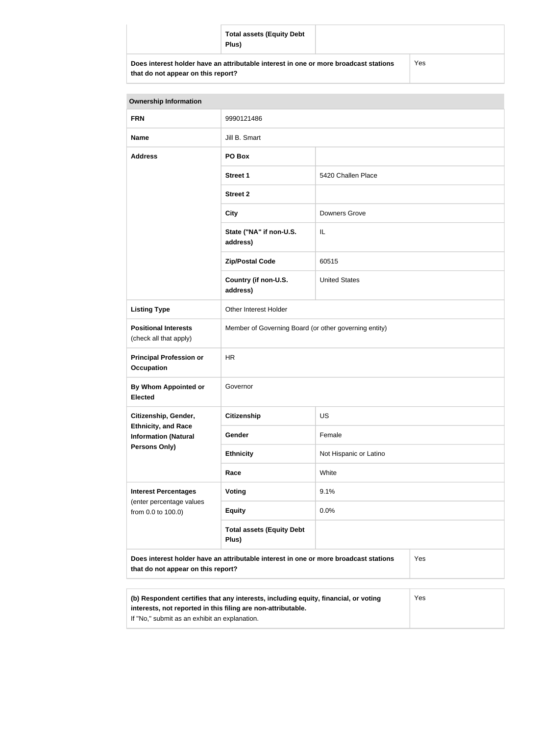| | Total assets (Equity Debt Plus) | |
|---|---|---|
| Does interest holder have an attributable interest in one or more broadcast stations that do not appear on this report? | | Yes |

| Ownership Information | | |
|---|---|---|
| **FRN** | 9990121486 | |
| **Name** | Jill B. Smart | |
| **Address** | **PO Box** | |
| | **Street 1** | 5420 Challen Place |
| | **Street 2** | |
| | **City** | Downers Grove |
| | **State ("NA" if non-U.S. address)** | IL |
| | **Zip/Postal Code** | 60515 |
| | **Country (if non-U.S. address)** | United States |
| **Listing Type** | Other Interest Holder | |
| **Positional Interests** (check all that apply) | Member of Governing Board (or other governing entity) | |
| **Principal Profession or Occupation** | HR | |
| **By Whom Appointed or Elected** | Governor | |
| **Citizenship, Gender, Ethnicity, and Race Information (Natural Persons Only)** | **Citizenship** | US |
| | **Gender** | Female |
| | **Ethnicity** | Not Hispanic or Latino |
| | **Race** | White |
| **Interest Percentages** (enter percentage values from 0.0 to 100.0) | **Voting** | 9.1% |
| | **Equity** | 0.0% |
| | **Total assets (Equity Debt Plus)** | |
| **Does interest holder have an attributable interest in one or more broadcast stations that do not appear on this report?** | | Yes |

| (b) Respondent certifies that any interests, including equity, financial, or voting interests, not reported in this filing are non-attributable. If "No," submit as an exhibit an explanation. | Yes |
|---|---|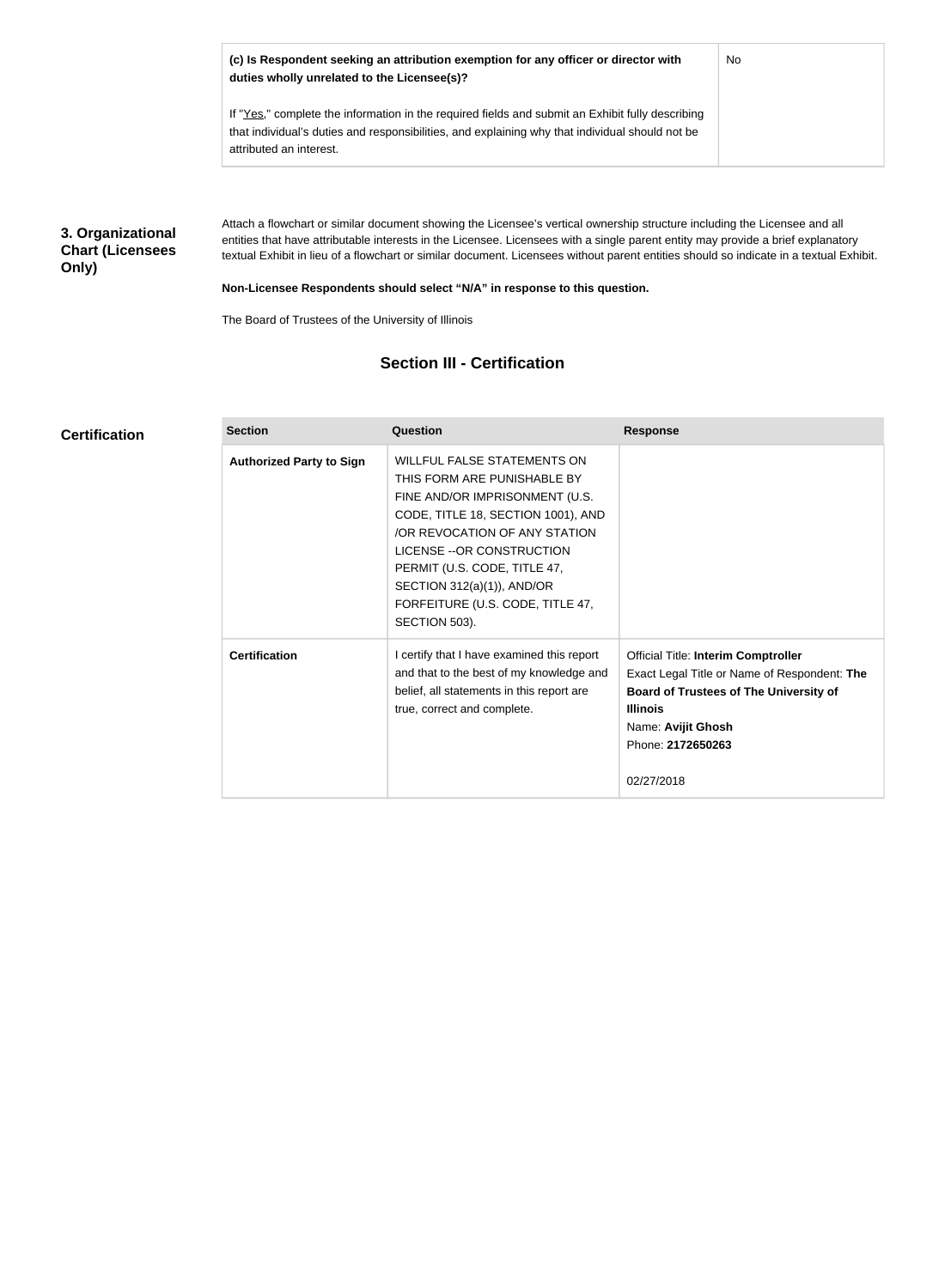| | |
|---|---|
| **(c) Is Respondent seeking an attribution exemption for any officer or director with duties wholly unrelated to the Licensee(s)?**<br><br>If "Yes," complete the information in the required fields and submit an Exhibit fully describing that individual's duties and responsibilities, and explaining why that individual should not be attributed an interest. | No |

**3. Organizational Chart (Licensees Only)**

Attach a flowchart or similar document showing the Licensee's vertical ownership structure including the Licensee and all entities that have attributable interests in the Licensee. Licensees with a single parent entity may provide a brief explanatory textual Exhibit in lieu of a flowchart or similar document. Licensees without parent entities should so indicate in a textual Exhibit.

**Non-Licensee Respondents should select "N/A" in response to this question.**

The Board of Trustees of the University of Illinois

## Section III - Certification

**Certification**

| Section | Question | Response |
|---|---|---|
| **Authorized Party to Sign** | WILLFUL FALSE STATEMENTS ON THIS FORM ARE PUNISHABLE BY FINE AND/OR IMPRISONMENT (U.S. CODE, TITLE 18, SECTION 1001), AND /OR REVOCATION OF ANY STATION LICENSE --OR CONSTRUCTION PERMIT (U.S. CODE, TITLE 47, SECTION 312(a)(1)), AND/OR FORFEITURE (U.S. CODE, TITLE 47, SECTION 503). | |
| **Certification** | I certify that I have examined this report and that to the best of my knowledge and belief, all statements in this report are true, correct and complete. | Official Title: **Interim Comptroller**<br>Exact Legal Title or Name of Respondent: **The Board of Trustees of The University of Illinois**<br>Name: **Avijit Ghosh**<br>Phone: **2172650263**<br><br>02/27/2018 |